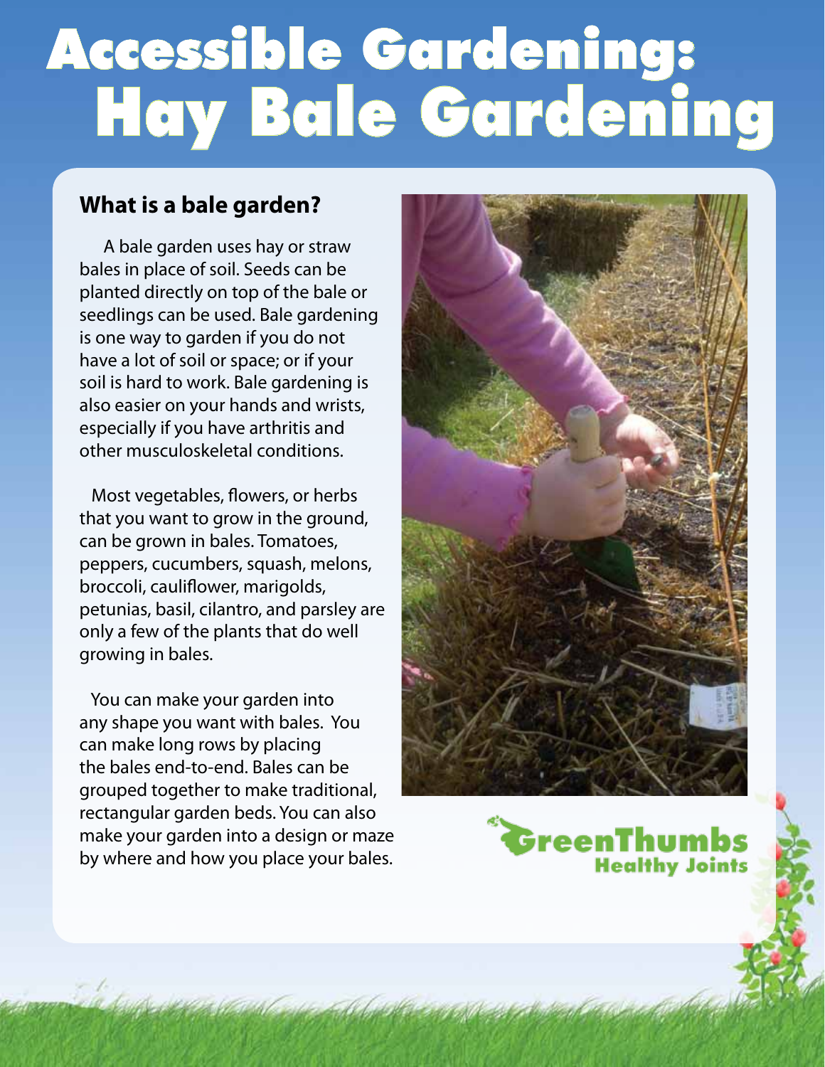# Accessible Gardening: Hay Bale Gardening

## What is a bale garden?

A bale garden uses hay or straw bales in place of soil. Seeds can be planted directly on top of the bale or seedlings can be used. Bale gardening is one way to garden if you do not have a lot of soil or space; or if your soil is hard to work. Bale gardening is also easier on your hands and wrists, especially if you have arthritis and other musculoskeletal conditions.

Most vegetables, flowers, or herbs that you want to grow in the ground, can be grown in bales. Tomatoes, peppers, cucumbers, squash, melons, broccoli, cauliflower, marigolds, petunias, basil, cilantro, and parsley are only a few of the plants that do well growing in bales.

You can make your garden into any shape you want with bales. You can make long rows by placing the bales end-to-end. Bales can be grouped together to make traditional, rectangular garden beds. You can also make your garden into a design or maze by where and how you place your bales.

GreenThumbs Healthy Joints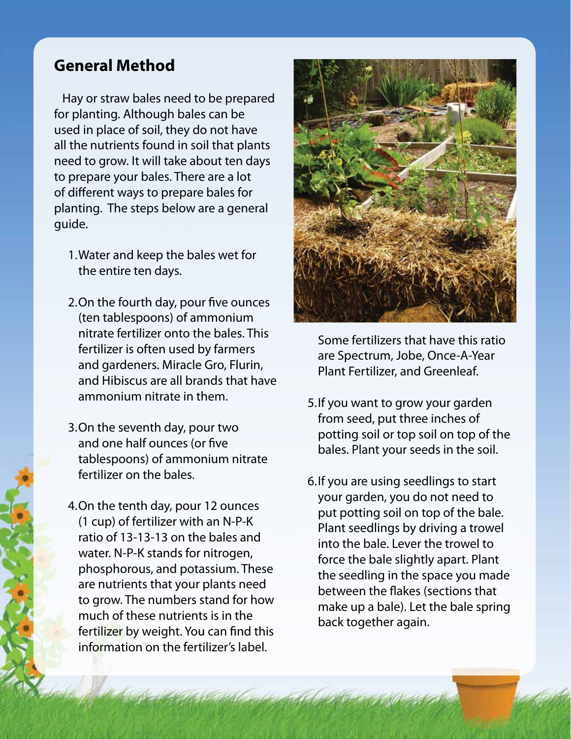## General Method

Hay or straw bales need to be prepared for planting. Although bales can be used in place of soil, they do not have all the nutrients found in soil that plants need to grow. It will take about ten days to prepare your bales. There are a lot of different ways to prepare bales for planting. The steps below are a general guide.

1. Water and keep the bales wet for the entire ten days.

2. On the fourth day, pour five ounces (ten tablespoons) of ammonium nitrate fertilizer onto the bales. This fertilizer is often used by farmers and gardeners. Miracle Gro, Flurin, and Hibiscus are all brands that have ammonium nitrate in them.

3. On the seventh day, pour two and one half ounces (or five tablespoons) of ammonium nitrate fertilizer on the bales.

4. On the tenth day, pour 12 ounces (1 cup) of fertilizer with an N-P-K ratio of 13-13-13 on the bales and water. N-P-K stands for nitrogen, phosphorous, and potassium. These are nutrients that your plants need to grow. The numbers stand for how much of these nutrients is in the fertilizer by weight. You can find this information on the fertilizer's label. Some fertilizers that have this ratio are Spectrum, Jobe, Once-A-Year Plant Fertilizer, and Greenleaf.

5. If you want to grow your garden from seed, put three inches of potting soil or top soil on top of the bales. Plant your seeds in the soil.

6. If you are using seedlings to start your garden, you do not need to put potting soil on top of the bale. Plant seedlings by driving a trowel into the bale. Lever the trowel to force the bale slightly apart. Plant the seedling in the space you made between the flakes (sections that make up a bale). Let the bale spring back together again.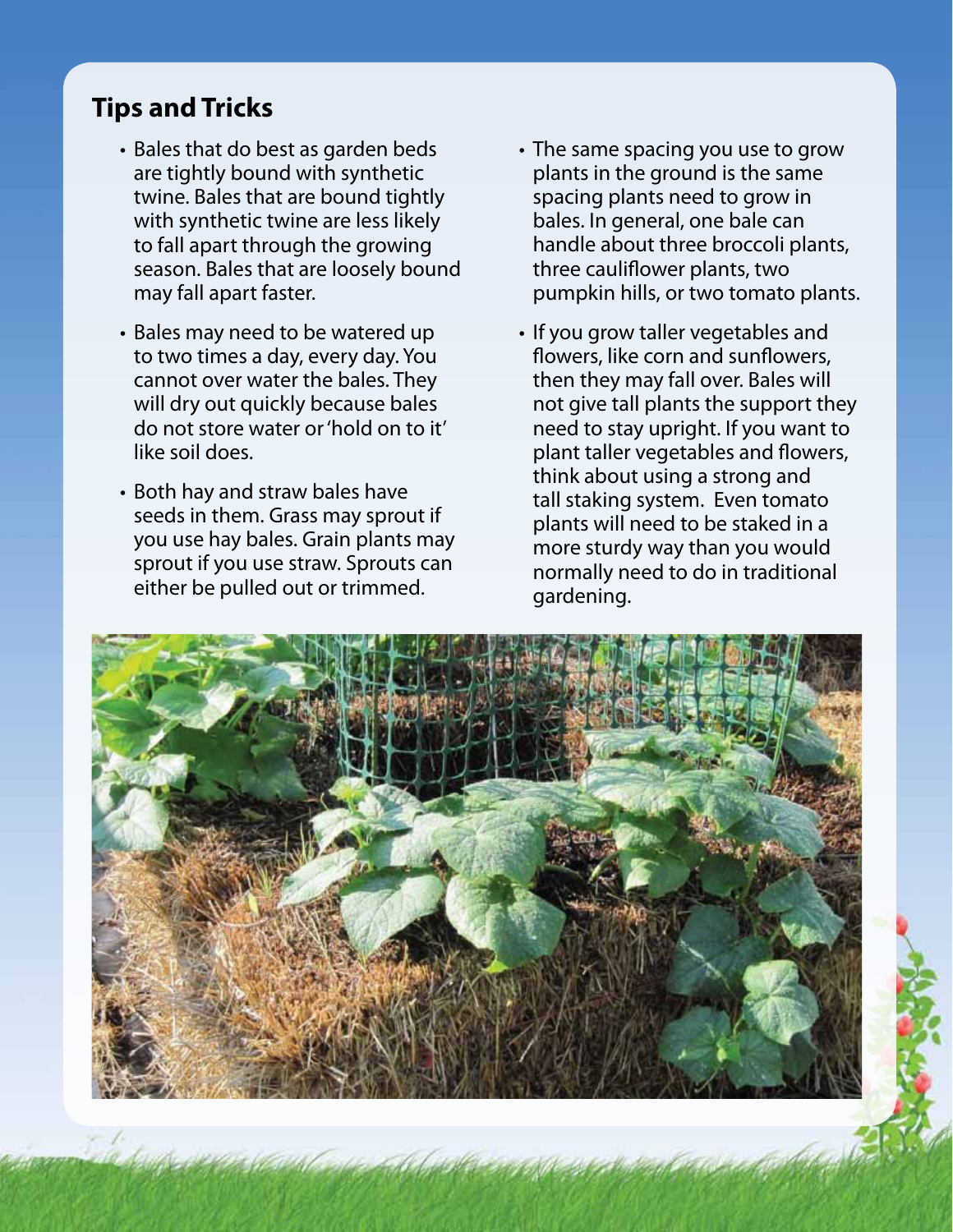## Tips and Tricks

- Bales that do best as garden beds are tightly bound with synthetic twine. Bales that are bound tightly with synthetic twine are less likely to fall apart through the growing season. Bales that are loosely bound may fall apart faster.
- Bales may need to be watered up to two times a day, every day. You cannot over water the bales. They will dry out quickly because bales do not store water or 'hold on to it' like soil does.
- Both hay and straw bales have seeds in them. Grass may sprout if you use hay bales. Grain plants may sprout if you use straw. Sprouts can either be pulled out or trimmed.
- The same spacing you use to grow plants in the ground is the same spacing plants need to grow in bales. In general, one bale can handle about three broccoli plants, three cauliflower plants, two pumpkin hills, or two tomato plants.
- If you grow taller vegetables and flowers, like corn and sunflowers, then they may fall over. Bales will not give tall plants the support they need to stay upright. If you want to plant taller vegetables and flowers, think about using a strong and tall staking system. Even tomato plants will need to be staked in a more sturdy way than you would normally need to do in traditional gardening.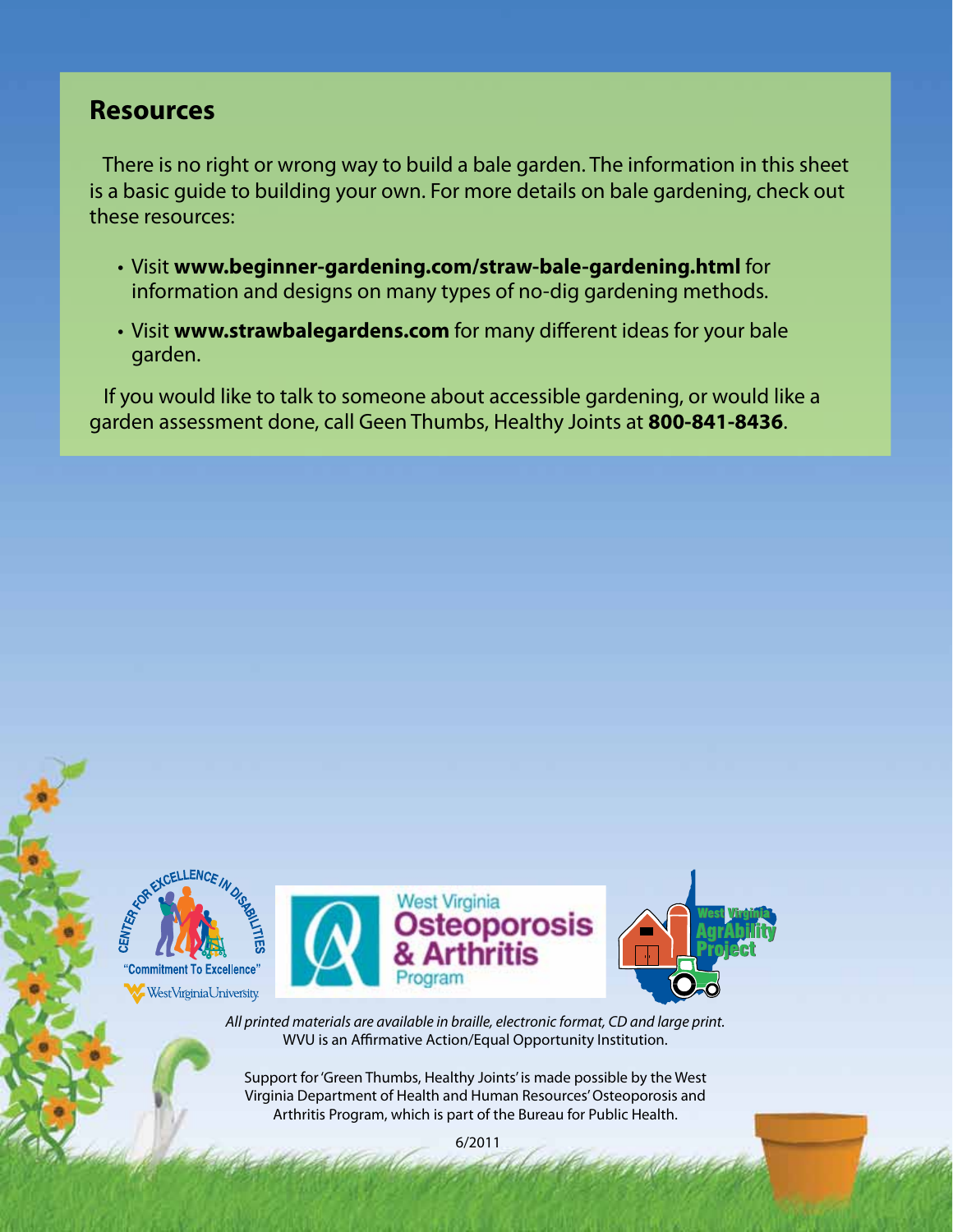## Resources

There is no right or wrong way to build a bale garden. The information in this sheet is a basic guide to building your own. For more details on bale gardening, check out these resources:

- Visit **www.beginner-gardening.com/straw-bale-gardening.html** for information and designs on many types of no-dig gardening methods.
- Visit **www.strawbalegardens.com** for many different ideas for your bale garden.

If you would like to talk to someone about accessible gardening, or would like a garden assessment done, call Geen Thumbs, Healthy Joints at **800-841-8436**.

CENTER FOR EXCELLENCE IN DISABILITIES
"Commitment To Excellence"
West Virginia University

West Virginia Osteoporosis & Arthritis Program

West Virginia AgrAbility Project

*All printed materials are available in braille, electronic format, CD and large print.*
WVU is an Affirmative Action/Equal Opportunity Institution.

Support for 'Green Thumbs, Healthy Joints' is made possible by the West Virginia Department of Health and Human Resources' Osteoporosis and Arthritis Program, which is part of the Bureau for Public Health.

6/2011